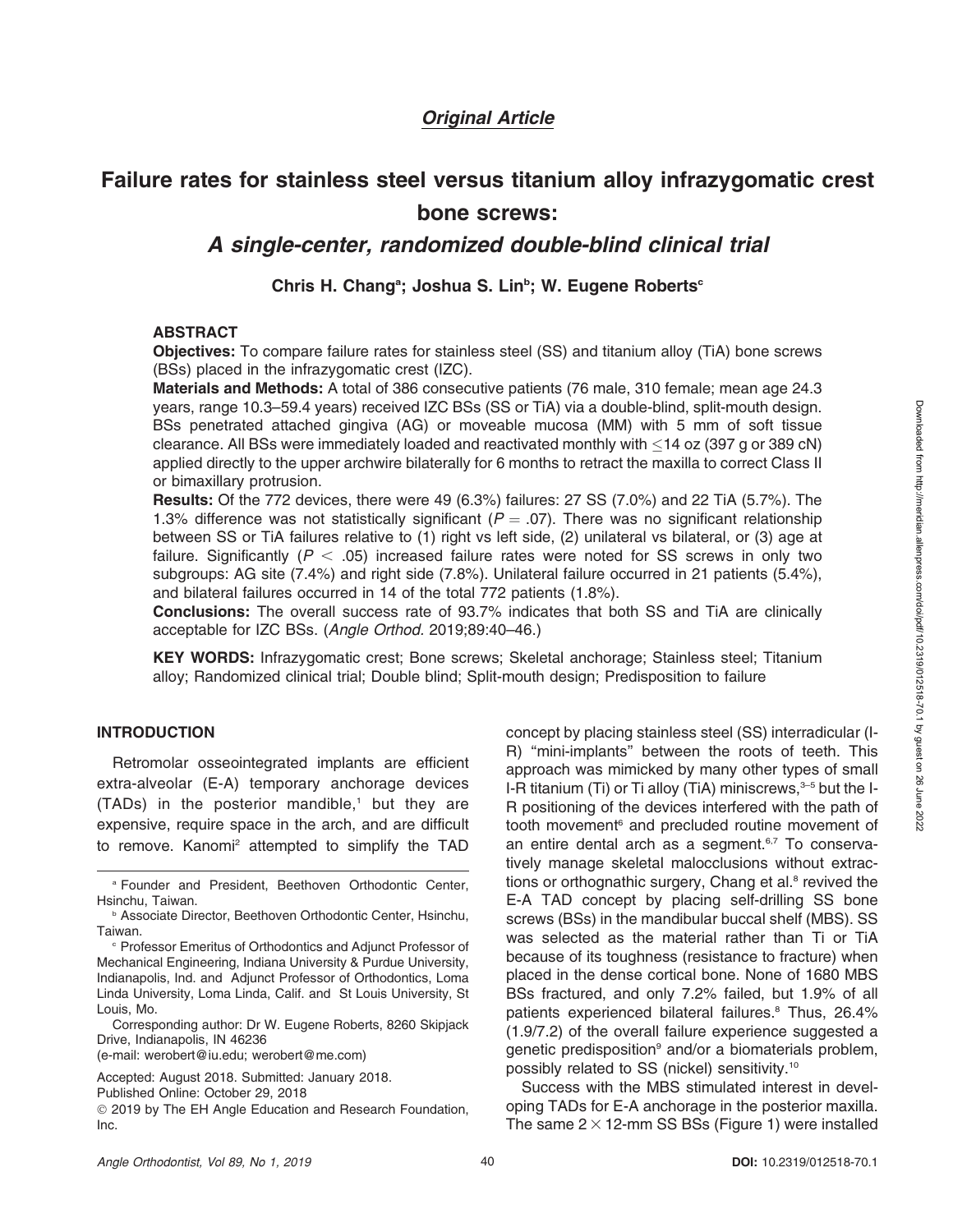*Original Article*

# Failure rates for stainless steel versus titanium alloy infrazygomatic crest bone screws:

## *A single-center, randomized double-blind clinical trial*

**Chris H. Chang[a]; Joshua S. Lin[b]; W. Eugene Roberts[c]**

### ABSTRACT

**Objectives:** To compare failure rates for stainless steel (SS) and titanium alloy (TiA) bone screws (BSs) placed in the infrazygomatic crest (IZC).

**Materials and Methods:** A total of 386 consecutive patients (76 male, 310 female; mean age 24.3 years, range 10.3–59.4 years) received IZC BSs (SS or TiA) via a double-blind, split-mouth design. BSs penetrated attached gingiva (AG) or moveable mucosa (MM) with 5 mm of soft tissue clearance. All BSs were immediately loaded and reactivated monthly with ≤14 oz (397 g or 389 cN) applied directly to the upper archwire bilaterally for 6 months to retract the maxilla to correct Class II or bimaxillary protrusion.

**Results:** Of the 772 devices, there were 49 (6.3%) failures: 27 SS (7.0%) and 22 TiA (5.7%). The 1.3% difference was not statistically significant ($P = .07$). There was no significant relationship between SS or TiA failures relative to (1) right vs left side, (2) unilateral vs bilateral, or (3) age at failure. Significantly ($P < .05$) increased failure rates were noted for SS screws in only two subgroups: AG site (7.4%) and right side (7.8%). Unilateral failure occurred in 21 patients (5.4%), and bilateral failures occurred in 14 of the total 772 patients (1.8%).

**Conclusions:** The overall success rate of 93.7% indicates that both SS and TiA are clinically acceptable for IZC BSs. (*Angle Orthod.* 2019;89:40–46.)

**KEY WORDS:** Infrazygomatic crest; Bone screws; Skeletal anchorage; Stainless steel; Titanium alloy; Randomized clinical trial; Double blind; Split-mouth design; Predisposition to failure

### INTRODUCTION

Retromolar osseointegrated implants are efficient extra-alveolar (E-A) temporary anchorage devices (TADs) in the posterior mandible,[1] but they are expensive, require space in the arch, and are difficult to remove. Kanomi[2] attempted to simplify the TAD concept by placing stainless steel (SS) interradicular (I-R) "mini-implants" between the roots of teeth. This approach was mimicked by many other types of small I-R titanium (Ti) or Ti alloy (TiA) miniscrews,[3–5] but the I-R positioning of the devices interfered with the path of tooth movement[6] and precluded routine movement of an entire dental arch as a segment.[6,7] To conservatively manage skeletal malocclusions without extractions or orthognathic surgery, Chang et al.[8] revived the E-A TAD concept by placing self-drilling SS bone screws (BSs) in the mandibular buccal shelf (MBS). SS was selected as the material rather than Ti or TiA because of its toughness (resistance to fracture) when placed in the dense cortical bone. None of 1680 MBS BSs fractured, and only 7.2% failed, but 1.9% of all patients experienced bilateral failures.[8] Thus, 26.4% (1.9/7.2) of the overall failure experience suggested a genetic predisposition[9] and/or a biomaterials problem, possibly related to SS (nickel) sensitivity.[10]

Success with the MBS stimulated interest in developing TADs for E-A anchorage in the posterior maxilla. The same 2 × 12-mm SS BSs (Figure 1) were installed

---

[a] Founder and President, Beethoven Orthodontic Center, Hsinchu, Taiwan.

[b] Associate Director, Beethoven Orthodontic Center, Hsinchu, Taiwan.

[c] Professor Emeritus of Orthodontics and Adjunct Professor of Mechanical Engineering, Indiana University & Purdue University, Indianapolis, Ind. and Adjunct Professor of Orthodontics, Loma Linda University, Loma Linda, Calif. and St Louis University, St Louis, Mo.

Corresponding author: Dr W. Eugene Roberts, 8260 Skipjack Drive, Indianapolis, IN 46236
(e-mail: werobert@iu.edu; werobert@me.com)

Accepted: August 2018. Submitted: January 2018.
Published Online: October 29, 2018

© 2019 by The EH Angle Education and Research Foundation, Inc.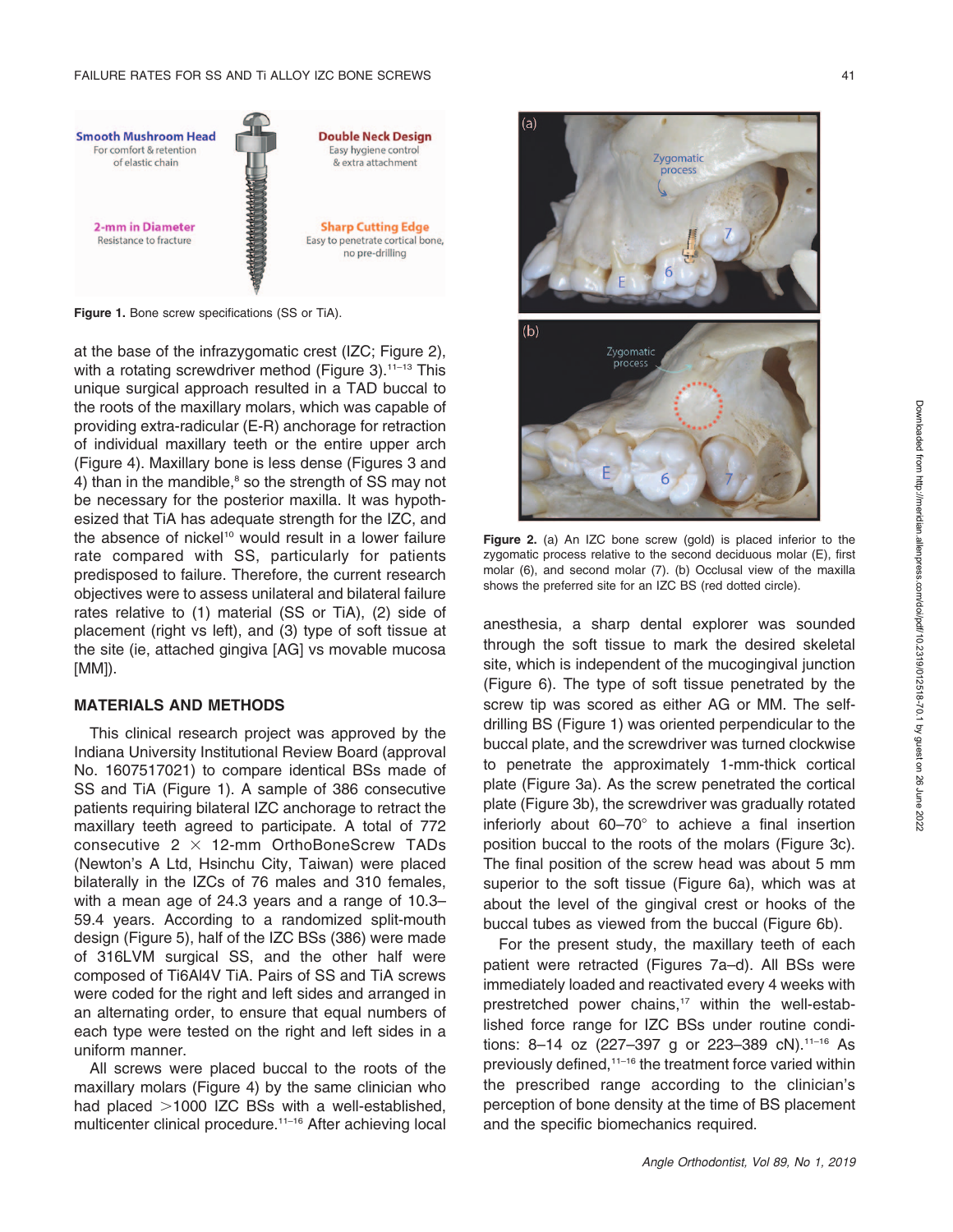**Figure 1.** Bone screw specifications (SS or TiA).

at the base of the infrazygomatic crest (IZC; Figure 2), with a rotating screwdriver method (Figure 3).[11–13] This unique surgical approach resulted in a TAD buccal to the roots of the maxillary molars, which was capable of providing extra-radicular (E-R) anchorage for retraction of individual maxillary teeth or the entire upper arch (Figure 4). Maxillary bone is less dense (Figures 3 and 4) than in the mandible,[8] so the strength of SS may not be necessary for the posterior maxilla. It was hypothesized that TiA has adequate strength for the IZC, and the absence of nickel[10] would result in a lower failure rate compared with SS, particularly for patients predisposed to failure. Therefore, the current research objectives were to assess unilateral and bilateral failure rates relative to (1) material (SS or TiA), (2) side of placement (right vs left), and (3) type of soft tissue at the site (ie, attached gingiva [AG] vs movable mucosa [MM]).

## MATERIALS AND METHODS

This clinical research project was approved by the Indiana University Institutional Review Board (approval No. 1607517021) to compare identical BSs made of SS and TiA (Figure 1). A sample of 386 consecutive patients requiring bilateral IZC anchorage to retract the maxillary teeth agreed to participate. A total of 772 consecutive 2 × 12-mm OrthoBoneScrew TADs (Newton's A Ltd, Hsinchu City, Taiwan) were placed bilaterally in the IZCs of 76 males and 310 females, with a mean age of 24.3 years and a range of 10.3–59.4 years. According to a randomized split-mouth design (Figure 5), half of the IZC BSs (386) were made of 316LVM surgical SS, and the other half were composed of Ti6Al4V TiA. Pairs of SS and TiA screws were coded for the right and left sides and arranged in an alternating order, to ensure that equal numbers of each type were tested on the right and left sides in a uniform manner.

All screws were placed buccal to the roots of the maxillary molars (Figure 4) by the same clinician who had placed >1000 IZC BSs with a well-established, multicenter clinical procedure.[11–16] After achieving local anesthesia, a sharp dental explorer was sounded through the soft tissue to mark the desired skeletal site, which is independent of the mucogingival junction (Figure 6). The type of soft tissue penetrated by the screw tip was scored as either AG or MM. The self-drilling BS (Figure 1) was oriented perpendicular to the buccal plate, and the screwdriver was turned clockwise to penetrate the approximately 1-mm-thick cortical plate (Figure 3a). As the screw penetrated the cortical plate (Figure 3b), the screwdriver was gradually rotated inferiorly about 60–70° to achieve a final insertion position buccal to the roots of the molars (Figure 3c). The final position of the screw head was about 5 mm superior to the soft tissue (Figure 6a), which was at about the level of the gingival crest or hooks of the buccal tubes as viewed from the buccal (Figure 6b).

**Figure 2.** (a) An IZC bone screw (gold) is placed inferior to the zygomatic process relative to the second deciduous molar (E), first molar (6), and second molar (7). (b) Occlusal view of the maxilla shows the preferred site for an IZC BS (red dotted circle).

For the present study, the maxillary teeth of each patient were retracted (Figures 7a–d). All BSs were immediately loaded and reactivated every 4 weeks with prestretched power chains,[17] within the well-established force range for IZC BSs under routine conditions: 8–14 oz (227–397 g or 223–389 cN).[11–16] As previously defined,[11–16] the treatment force varied within the prescribed range according to the clinician's perception of bone density at the time of BS placement and the specific biomechanics required.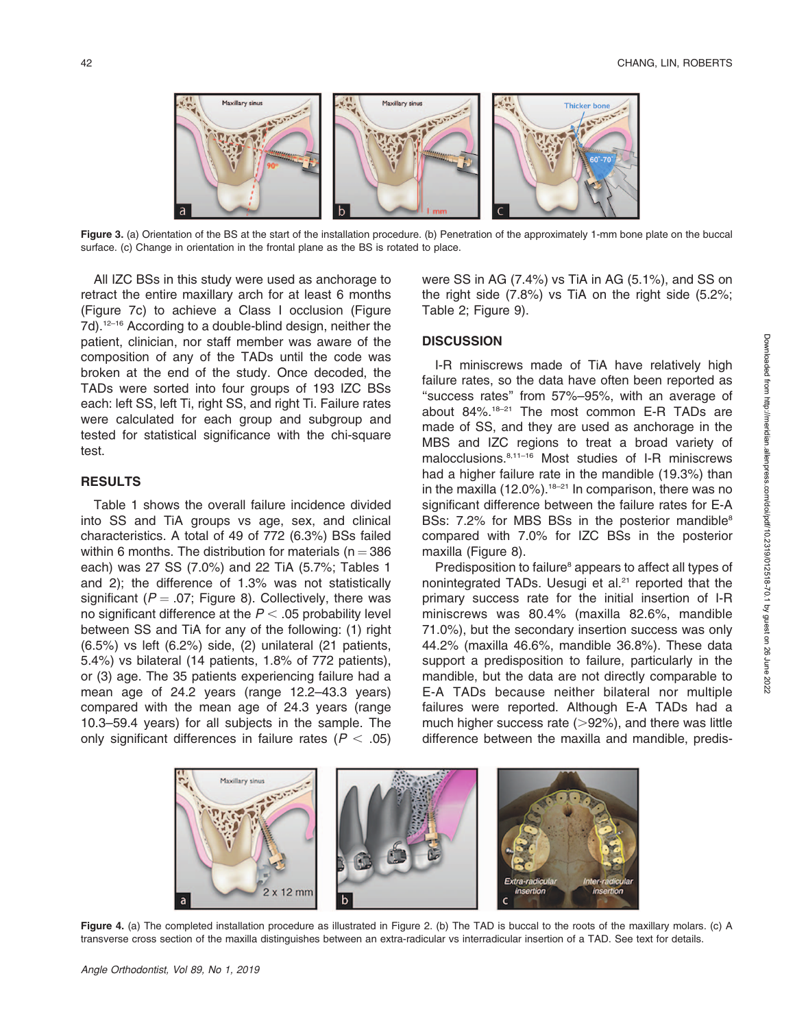Figure 3. (a) Orientation of the BS at the start of the installation procedure. (b) Penetration of the approximately 1-mm bone plate on the buccal surface. (c) Change in orientation in the frontal plane as the BS is rotated to place.

All IZC BSs in this study were used as anchorage to retract the entire maxillary arch for at least 6 months (Figure 7c) to achieve a Class I occlusion (Figure 7d).[12–16] According to a double-blind design, neither the patient, clinician, nor staff member was aware of the composition of any of the TADs until the code was broken at the end of the study. Once decoded, the TADs were sorted into four groups of 193 IZC BSs each: left SS, left Ti, right SS, and right Ti. Failure rates were calculated for each group and subgroup and tested for statistical significance with the chi-square test.

## RESULTS

Table 1 shows the overall failure incidence divided into SS and TiA groups vs age, sex, and clinical characteristics. A total of 49 of 772 (6.3%) BSs failed within 6 months. The distribution for materials ($n = 386$ each) was 27 SS (7.0%) and 22 TiA (5.7%; Tables 1 and 2); the difference of 1.3% was not statistically significant ($P = .07$; Figure 8). Collectively, there was no significant difference at the $P < .05$ probability level between SS and TiA for any of the following: (1) right (6.5%) vs left (6.2%) side, (2) unilateral (21 patients, 5.4%) vs bilateral (14 patients, 1.8% of 772 patients), or (3) age. The 35 patients experiencing failure had a mean age of 24.2 years (range 12.2–43.3 years) compared with the mean age of 24.3 years (range 10.3–59.4 years) for all subjects in the sample. The only significant differences in failure rates ($P < .05$) were SS in AG (7.4%) vs TiA in AG (5.1%), and SS on the right side (7.8%) vs TiA on the right side (5.2%; Table 2; Figure 9).

## DISCUSSION

I-R miniscrews made of TiA have relatively high failure rates, so the data have often been reported as "success rates" from 57%–95%, with an average of about 84%.[18–21] The most common E-R TADs are made of SS, and they are used as anchorage in the MBS and IZC regions to treat a broad variety of malocclusions.[8,11–16] Most studies of I-R miniscrews had a higher failure rate in the mandible (19.3%) than in the maxilla (12.0%).[18–21] In comparison, there was no significant difference between the failure rates for E-A BSs: 7.2% for MBS BSs in the posterior mandible[8] compared with 7.0% for IZC BSs in the posterior maxilla (Figure 8).

Predisposition to failure[8] appears to affect all types of nonintegrated TADs. Uesugi et al.[21] reported that the primary success rate for the initial insertion of I-R miniscrews was 80.4% (maxilla 82.6%, mandible 71.0%), but the secondary insertion success was only 44.2% (maxilla 46.6%, mandible 36.8%). These data support a predisposition to failure, particularly in the mandible, but the data are not directly comparable to E-A TADs because neither bilateral nor multiple failures were reported. Although E-A TADs had a much higher success rate (>92%), and there was little difference between the maxilla and mandible, predis-

Figure 4. (a) The completed installation procedure as illustrated in Figure 2. (b) The TAD is buccal to the roots of the maxillary molars. (c) A transverse cross section of the maxilla distinguishes between an extra-radicular vs interradicular insertion of a TAD. See text for details.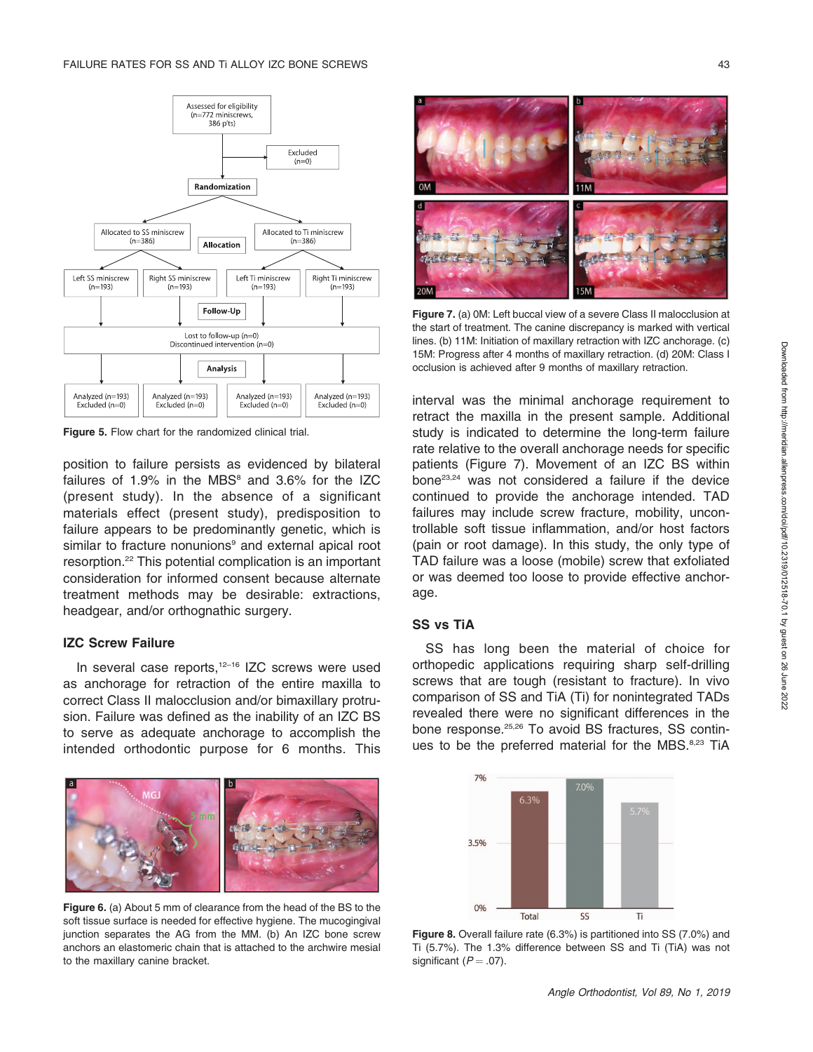Figure 5. Flow chart for the randomized clinical trial.

position to failure persists as evidenced by bilateral failures of 1.9% in the MBS[8] and 3.6% for the IZC (present study). In the absence of a significant materials effect (present study), predisposition to failure appears to be predominantly genetic, which is similar to fracture nonunions[9] and external apical root resorption.[22] This potential complication is an important consideration for informed consent because alternate treatment methods may be desirable: extractions, headgear, and/or orthognathic surgery.

### IZC Screw Failure

In several case reports,[12–16] IZC screws were used as anchorage for retraction of the entire maxilla to correct Class II malocclusion and/or bimaxillary protrusion. Failure was defined as the inability of an IZC BS to serve as adequate anchorage to accomplish the intended orthodontic purpose for 6 months. This interval was the minimal anchorage requirement to retract the maxilla in the present sample. Additional study is indicated to determine the long-term failure rate relative to the overall anchorage needs for specific patients (Figure 7). Movement of an IZC BS within bone[23,24] was not considered a failure if the device continued to provide the anchorage intended. TAD failures may include screw fracture, mobility, uncontrollable soft tissue inflammation, and/or host factors (pain or root damage). In this study, the only type of TAD failure was a loose (mobile) screw that exfoliated or was deemed too loose to provide effective anchorage.

Figure 6. (a) About 5 mm of clearance from the head of the BS to the soft tissue surface is needed for effective hygiene. The mucogingival junction separates the AG from the MM. (b) An IZC bone screw anchors an elastomeric chain that is attached to the archwire mesial to the maxillary canine bracket.

Figure 7. (a) 0M: Left buccal view of a severe Class II malocclusion at the start of treatment. The canine discrepancy is marked with vertical lines. (b) 11M: Initiation of maxillary retraction with IZC anchorage. (c) 15M: Progress after 4 months of maxillary retraction. (d) 20M: Class I occlusion is achieved after 9 months of maxillary retraction.

### SS vs TiA

SS has long been the material of choice for orthopedic applications requiring sharp self-drilling screws that are tough (resistant to fracture). In vivo comparison of SS and TiA (Ti) for nonintegrated TADs revealed there were no significant differences in the bone response.[25,26] To avoid BS fractures, SS continues to be the preferred material for the MBS.[8,23] TiA

Figure 8. Overall failure rate (6.3%) is partitioned into SS (7.0%) and Ti (5.7%). The 1.3% difference between SS and Ti (TiA) was not significant ($P = .07$).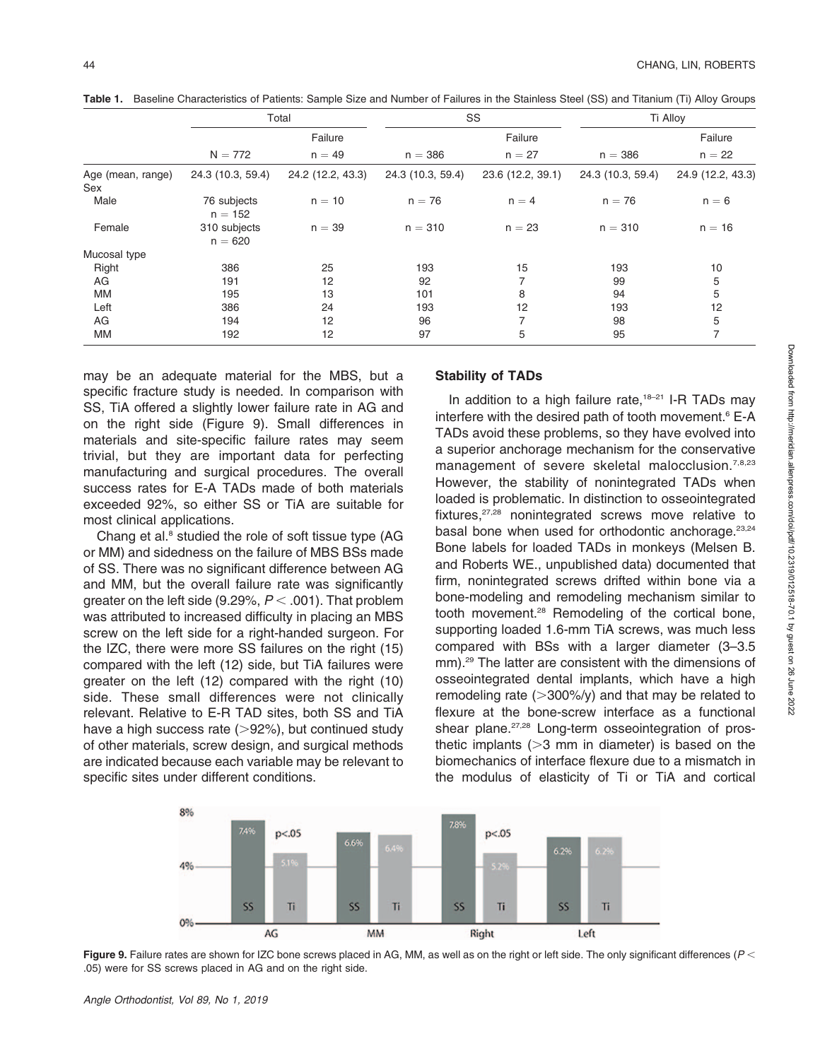**Table 1.** Baseline Characteristics of Patients: Sample Size and Number of Failures in the Stainless Steel (SS) and Titanium (Ti) Alloy Groups

| | Total | | SS | | Ti Alloy | |
|---|---|---|---|---|---|---|
| | | Failure | | Failure | | Failure |
| | N = 772 | n = 49 | n = 386 | n = 27 | n = 386 | n = 22 |
| Age (mean, range) | 24.3 (10.3, 59.4) | 24.2 (12.2, 43.3) | 24.3 (10.3, 59.4) | 23.6 (12.2, 39.1) | 24.3 (10.3, 59.4) | 24.9 (12.2, 43.3) |
| Sex | | | | | | |
| Male | 76 subjects n = 152 | n = 10 | n = 76 | n = 4 | n = 76 | n = 6 |
| Female | 310 subjects n = 620 | n = 39 | n = 310 | n = 23 | n = 310 | n = 16 |
| Mucosal type | | | | | | |
| Right | 386 | 25 | 193 | 15 | 193 | 10 |
| AG | 191 | 12 | 92 | 7 | 99 | 5 |
| MM | 195 | 13 | 101 | 8 | 94 | 5 |
| Left | 386 | 24 | 193 | 12 | 193 | 12 |
| AG | 194 | 12 | 96 | 7 | 98 | 5 |
| MM | 192 | 12 | 97 | 5 | 95 | 7 |

may be an adequate material for the MBS, but a specific fracture study is needed. In comparison with SS, TiA offered a slightly lower failure rate in AG and on the right side (Figure 9). Small differences in materials and site-specific failure rates may seem trivial, but they are important data for perfecting manufacturing and surgical procedures. The overall success rates for E-A TADs made of both materials exceeded 92%, so either SS or TiA are suitable for most clinical applications.

Chang et al.[8] studied the role of soft tissue type (AG or MM) and sidedness on the failure of MBS BSs made of SS. There was no significant difference between AG and MM, but the overall failure rate was significantly greater on the left side (9.29%, $P < .001$). That problem was attributed to increased difficulty in placing an MBS screw on the left side for a right-handed surgeon. For the IZC, there were more SS failures on the right (15) compared with the left (12) side, but TiA failures were greater on the left (12) compared with the right (10) side. These small differences were not clinically relevant. Relative to E-R TAD sites, both SS and TiA have a high success rate (>92%), but continued study of other materials, screw design, and surgical methods are indicated because each variable may be relevant to specific sites under different conditions.

### Stability of TADs

In addition to a high failure rate,[18–21] I-R TADs may interfere with the desired path of tooth movement.[6] E-A TADs avoid these problems, so they have evolved into a superior anchorage mechanism for the conservative management of severe skeletal malocclusion.[7,8,23] However, the stability of nonintegrated TADs when loaded is problematic. In distinction to osseointegrated fixtures,[27,28] nonintegrated screws move relative to basal bone when used for orthodontic anchorage.[23,24] Bone labels for loaded TADs in monkeys (Melsen B. and Roberts WE., unpublished data) documented that firm, nonintegrated screws drifted within bone via a bone-modeling and remodeling mechanism similar to tooth movement.[28] Remodeling of the cortical bone, supporting loaded 1.6-mm TiA screws, was much less compared with BSs with a larger diameter (3–3.5 mm).[29] The latter are consistent with the dimensions of osseointegrated dental implants, which have a high remodeling rate (>300%/y) and that may be related to flexure at the bone-screw interface as a functional shear plane.[27,28] Long-term osseointegration of prosthetic implants (>3 mm in diameter) is based on the biomechanics of interface flexure due to a mismatch in the modulus of elasticity of Ti or TiA and cortical

**Figure 9.** Failure rates are shown for IZC bone screws placed in AG, MM, as well as on the right or left side. The only significant differences ($P <$ .05) were for SS screws placed in AG and on the right side.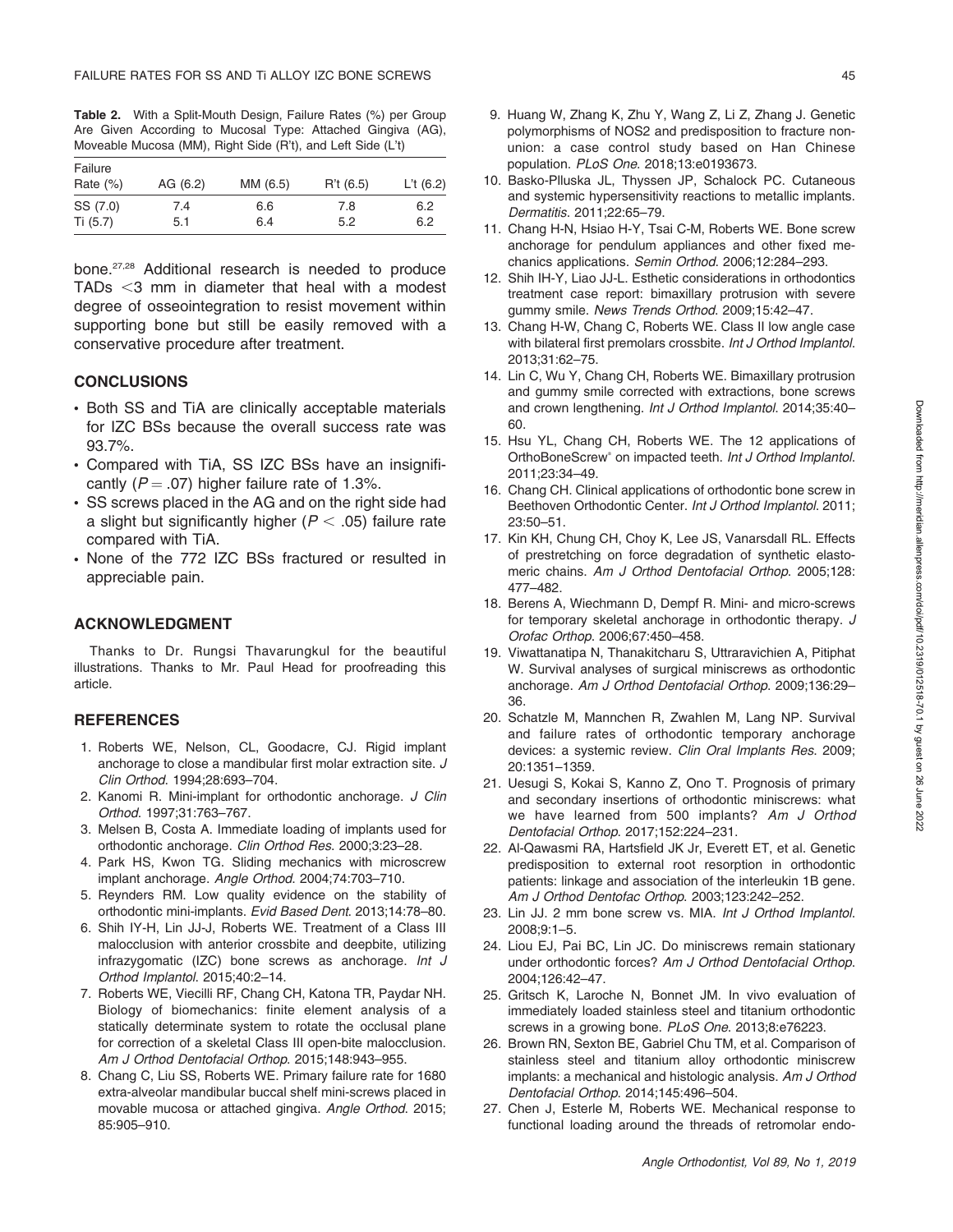**Table 2.** With a Split-Mouth Design, Failure Rates (%) per Group Are Given According to Mucosal Type: Attached Gingiva (AG), Moveable Mucosa (MM), Right Side (R't), and Left Side (L't)

| Failure Rate (%) | AG (6.2) | MM (6.5) | R't (6.5) | L't (6.2) |
|---|---|---|---|---|
| SS (7.0) | 7.4 | 6.6 | 7.8 | 6.2 |
| Ti (5.7) | 5.1 | 6.4 | 5.2 | 6.2 |

bone.[27,28] Additional research is needed to produce TADs <3 mm in diameter that heal with a modest degree of osseointegration to resist movement within supporting bone but still be easily removed with a conservative procedure after treatment.

## CONCLUSIONS

- Both SS and TiA are clinically acceptable materials for IZC BSs because the overall success rate was 93.7%.
- Compared with TiA, SS IZC BSs have an insignificantly ($P = .07$) higher failure rate of 1.3%.
- SS screws placed in the AG and on the right side had a slight but significantly higher ($P < .05$) failure rate compared with TiA.
- None of the 772 IZC BSs fractured or resulted in appreciable pain.

## ACKNOWLEDGMENT

Thanks to Dr. Rungsi Thavarungkul for the beautiful illustrations. Thanks to Mr. Paul Head for proofreading this article.

## REFERENCES

1. Roberts WE, Nelson, CL, Goodacre, CJ. Rigid implant anchorage to close a mandibular first molar extraction site. *J Clin Orthod*. 1994;28:693–704.
2. Kanomi R. Mini-implant for orthodontic anchorage. *J Clin Orthod*. 1997;31:763–767.
3. Melsen B, Costa A. Immediate loading of implants used for orthodontic anchorage. *Clin Orthod Res*. 2000;3:23–28.
4. Park HS, Kwon TG. Sliding mechanics with microscrew implant anchorage. *Angle Orthod*. 2004;74:703–710.
5. Reynders RM. Low quality evidence on the stability of orthodontic mini-implants. *Evid Based Dent*. 2013;14:78–80.
6. Shih IY-H, Lin JJ-J, Roberts WE. Treatment of a Class III malocclusion with anterior crossbite and deepbite, utilizing infrazygomatic (IZC) bone screws as anchorage. *Int J Orthod Implantol*. 2015;40:2–14.
7. Roberts WE, Viecilli RF, Chang CH, Katona TR, Paydar NH. Biology of biomechanics: finite element analysis of a statically determinate system to rotate the occlusal plane for correction of a skeletal Class III open-bite malocclusion. *Am J Orthod Dentofacial Orthop*. 2015;148:943–955.
8. Chang C, Liu SS, Roberts WE. Primary failure rate for 1680 extra-alveolar mandibular buccal shelf mini-screws placed in movable mucosa or attached gingiva. *Angle Orthod*. 2015; 85:905–910.
9. Huang W, Zhang K, Zhu Y, Wang Z, Li Z, Zhang J. Genetic polymorphisms of NOS2 and predisposition to fracture non-union: a case control study based on Han Chinese population. *PLoS One*. 2018;13:e0193673.
10. Basko-Plluska JL, Thyssen JP, Schalock PC. Cutaneous and systemic hypersensitivity reactions to metallic implants. *Dermatitis*. 2011;22:65–79.
11. Chang H-N, Hsiao H-Y, Tsai C-M, Roberts WE. Bone screw anchorage for pendulum appliances and other fixed mechanics applications. *Semin Orthod*. 2006;12:284–293.
12. Shih IH-Y, Liao JJ-L. Esthetic considerations in orthodontics treatment case report: bimaxillary protrusion with severe gummy smile. *News Trends Orthod*. 2009;15:42–47.
13. Chang H-W, Chang C, Roberts WE. Class II low angle case with bilateral first premolars crossbite. *Int J Orthod Implantol*. 2013;31:62–75.
14. Lin C, Wu Y, Chang CH, Roberts WE. Bimaxillary protrusion and gummy smile corrected with extractions, bone screws and crown lengthening. *Int J Orthod Implantol*. 2014;35:40–60.
15. Hsu YL, Chang CH, Roberts WE. The 12 applications of OrthoBoneScrew® on impacted teeth. *Int J Orthod Implantol*. 2011;23:34–49.
16. Chang CH. Clinical applications of orthodontic bone screw in Beethoven Orthodontic Center. *Int J Orthod Implantol*. 2011; 23:50–51.
17. Kin KH, Chung CH, Choy K, Lee JS, Vanarsdall RL. Effects of prestretching on force degradation of synthetic elastomeric chains. *Am J Orthod Dentofacial Orthop*. 2005;128: 477–482.
18. Berens A, Wiechmann D, Dempf R. Mini- and micro-screws for temporary skeletal anchorage in orthodontic therapy. *J Orofac Orthop*. 2006;67:450–458.
19. Viwattanatipa N, Thanakitcharu S, Uttraravichien A, Pitiphat W. Survival analyses of surgical miniscrews as orthodontic anchorage. *Am J Orthod Dentofacial Orthop*. 2009;136:29–36.
20. Schatzle M, Mannchen R, Zwahlen M, Lang NP. Survival and failure rates of orthodontic temporary anchorage devices: a systemic review. *Clin Oral Implants Res*. 2009; 20:1351–1359.
21. Uesugi S, Kokai S, Kanno Z, Ono T. Prognosis of primary and secondary insertions of orthodontic miniscrews: what we have learned from 500 implants? *Am J Orthod Dentofacial Orthop*. 2017;152:224–231.
22. Al-Qawasmi RA, Hartsfield JK Jr, Everett ET, et al. Genetic predisposition to external root resorption in orthodontic patients: linkage and association of the interleukin 1B gene. *Am J Orthod Dentofac Orthop*. 2003;123:242–252.
23. Lin JJ. 2 mm bone screw vs. MIA. *Int J Orthod Implantol*. 2008;9:1–5.
24. Liou EJ, Pai BC, Lin JC. Do miniscrews remain stationary under orthodontic forces? *Am J Orthod Dentofacial Orthop*. 2004;126:42–47.
25. Gritsch K, Laroche N, Bonnet JM. In vivo evaluation of immediately loaded stainless steel and titanium orthodontic screws in a growing bone. *PLoS One*. 2013;8:e76223.
26. Brown RN, Sexton BE, Gabriel Chu TM, et al. Comparison of stainless steel and titanium alloy orthodontic miniscrew implants: a mechanical and histologic analysis. *Am J Orthod Dentofacial Orthop*. 2014;145:496–504.
27. Chen J, Esterle M, Roberts WE. Mechanical response to functional loading around the threads of retromolar endo-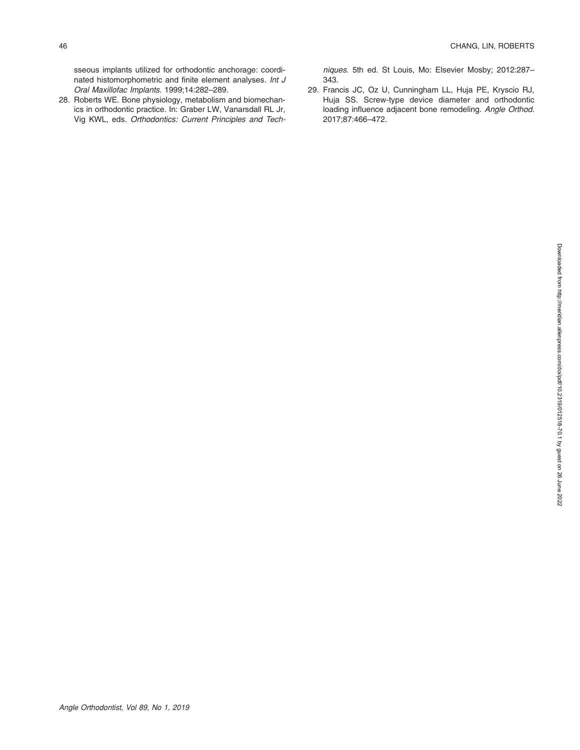sseous implants utilized for orthodontic anchorage: coordinated histomorphometric and finite element analyses. *Int J Oral Maxillofac Implants*. 1999;14:282–289.

28. Roberts WE. Bone physiology, metabolism and biomechanics in orthodontic practice. In: Graber LW, Vanarsdall RL Jr, Vig KWL, eds. *Orthodontics: Current Principles and Techniques*. 5th ed. St Louis, Mo: Elsevier Mosby; 2012:287–343.
29. Francis JC, Oz U, Cunningham LL, Huja PE, Kryscio RJ, Huja SS. Screw-type device diameter and orthodontic loading influence adjacent bone remodeling. *Angle Orthod*. 2017;87:466–472.